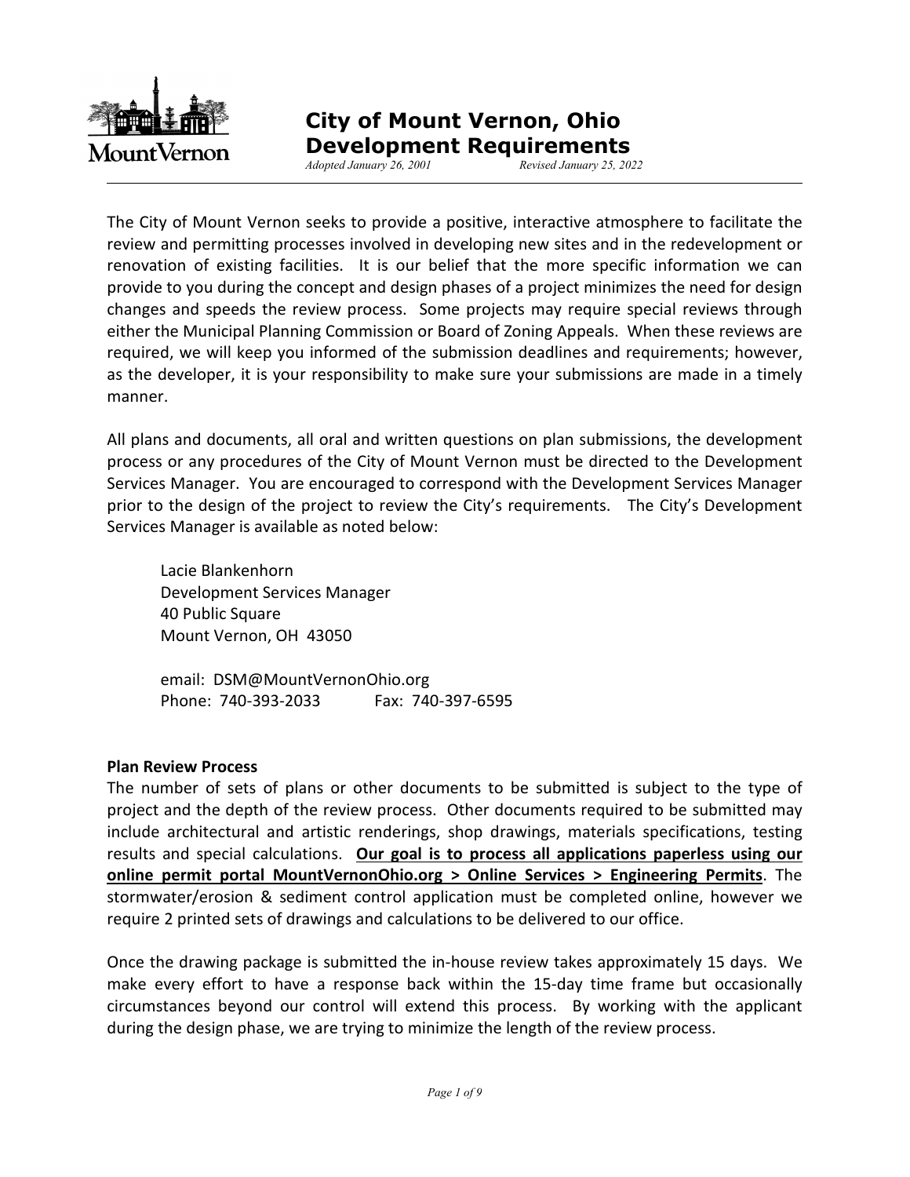# City of Mount Vernon, Ohio Development Requirements

*Adopted January 26, 2001* *Revised January 25, 2022*

The City of Mount Vernon seeks to provide a positive, interactive atmosphere to facilitate the review and permitting processes involved in developing new sites and in the redevelopment or renovation of existing facilities. It is our belief that the more specific information we can provide to you during the concept and design phases of a project minimizes the need for design changes and speeds the review process. Some projects may require special reviews through either the Municipal Planning Commission or Board of Zoning Appeals. When these reviews are required, we will keep you informed of the submission deadlines and requirements; however, as the developer, it is your responsibility to make sure your submissions are made in a timely manner.

All plans and documents, all oral and written questions on plan submissions, the development process or any procedures of the City of Mount Vernon must be directed to the Development Services Manager. You are encouraged to correspond with the Development Services Manager prior to the design of the project to review the City's requirements. The City's Development Services Manager is available as noted below:

Lacie Blankenhorn
Development Services Manager
40 Public Square
Mount Vernon, OH 43050

email: DSM@MountVernonOhio.org
Phone: 740-393-2033 Fax: 740-397-6595

**Plan Review Process**

The number of sets of plans or other documents to be submitted is subject to the type of project and the depth of the review process. Other documents required to be submitted may include architectural and artistic renderings, shop drawings, materials specifications, testing results and special calculations. **Our goal is to process all applications paperless using our online permit portal MountVernonOhio.org > Online Services > Engineering Permits**. The stormwater/erosion & sediment control application must be completed online, however we require 2 printed sets of drawings and calculations to be delivered to our office.

Once the drawing package is submitted the in-house review takes approximately 15 days. We make every effort to have a response back within the 15-day time frame but occasionally circumstances beyond our control will extend this process. By working with the applicant during the design phase, we are trying to minimize the length of the review process.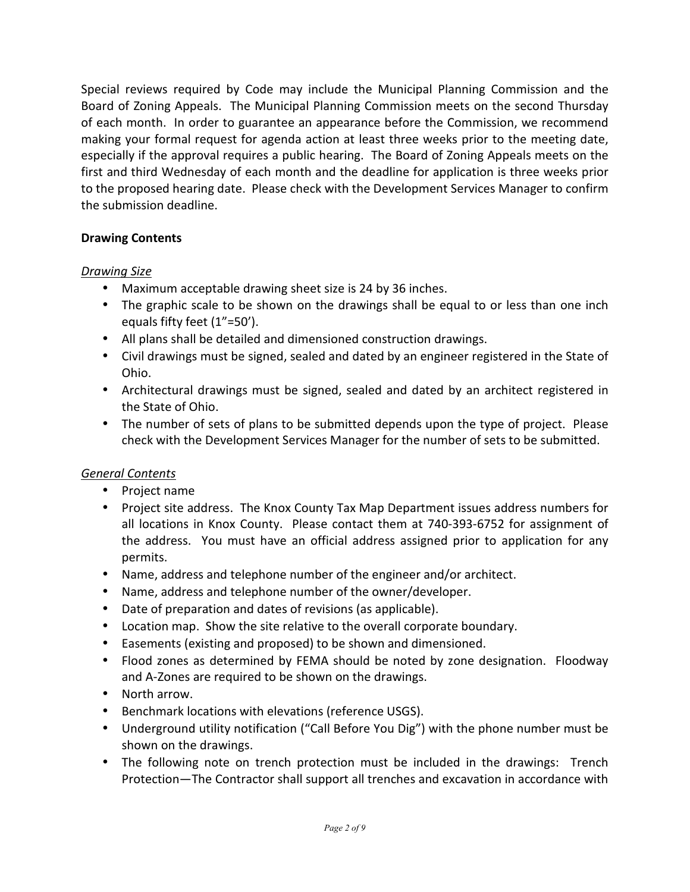Special reviews required by Code may include the Municipal Planning Commission and the Board of Zoning Appeals. The Municipal Planning Commission meets on the second Thursday of each month. In order to guarantee an appearance before the Commission, we recommend making your formal request for agenda action at least three weeks prior to the meeting date, especially if the approval requires a public hearing. The Board of Zoning Appeals meets on the first and third Wednesday of each month and the deadline for application is three weeks prior to the proposed hearing date. Please check with the Development Services Manager to confirm the submission deadline.

**Drawing Contents**

*Drawing Size*

- Maximum acceptable drawing sheet size is 24 by 36 inches.
- The graphic scale to be shown on the drawings shall be equal to or less than one inch equals fifty feet (1"=50').
- All plans shall be detailed and dimensioned construction drawings.
- Civil drawings must be signed, sealed and dated by an engineer registered in the State of Ohio.
- Architectural drawings must be signed, sealed and dated by an architect registered in the State of Ohio.
- The number of sets of plans to be submitted depends upon the type of project. Please check with the Development Services Manager for the number of sets to be submitted.

*General Contents*

- Project name
- Project site address. The Knox County Tax Map Department issues address numbers for all locations in Knox County. Please contact them at 740-393-6752 for assignment of the address. You must have an official address assigned prior to application for any permits.
- Name, address and telephone number of the engineer and/or architect.
- Name, address and telephone number of the owner/developer.
- Date of preparation and dates of revisions (as applicable).
- Location map. Show the site relative to the overall corporate boundary.
- Easements (existing and proposed) to be shown and dimensioned.
- Flood zones as determined by FEMA should be noted by zone designation. Floodway and A-Zones are required to be shown on the drawings.
- North arrow.
- Benchmark locations with elevations (reference USGS).
- Underground utility notification ("Call Before You Dig") with the phone number must be shown on the drawings.
- The following note on trench protection must be included in the drawings: Trench Protection—The Contractor shall support all trenches and excavation in accordance with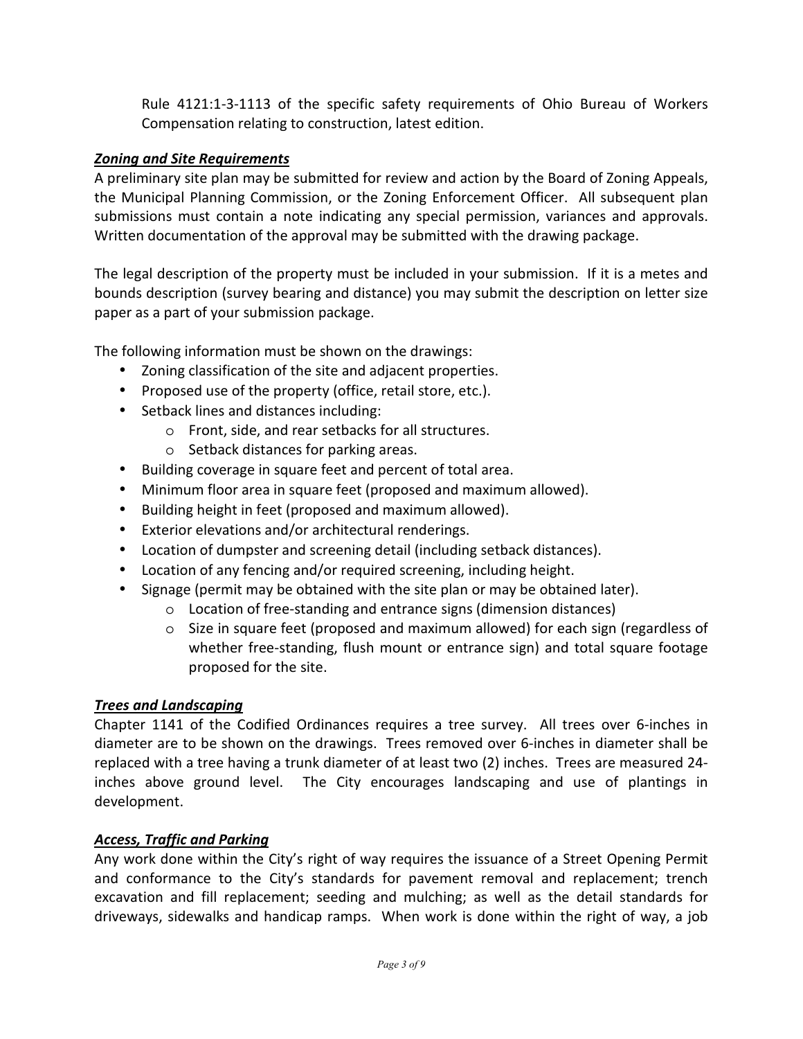Rule 4121:1-3-1113 of the specific safety requirements of Ohio Bureau of Workers Compensation relating to construction, latest edition.

***Zoning and Site Requirements***

A preliminary site plan may be submitted for review and action by the Board of Zoning Appeals, the Municipal Planning Commission, or the Zoning Enforcement Officer. All subsequent plan submissions must contain a note indicating any special permission, variances and approvals. Written documentation of the approval may be submitted with the drawing package.

The legal description of the property must be included in your submission. If it is a metes and bounds description (survey bearing and distance) you may submit the description on letter size paper as a part of your submission package.

The following information must be shown on the drawings:

- Zoning classification of the site and adjacent properties.
- Proposed use of the property (office, retail store, etc.).
- Setback lines and distances including:
  - Front, side, and rear setbacks for all structures.
  - Setback distances for parking areas.
- Building coverage in square feet and percent of total area.
- Minimum floor area in square feet (proposed and maximum allowed).
- Building height in feet (proposed and maximum allowed).
- Exterior elevations and/or architectural renderings.
- Location of dumpster and screening detail (including setback distances).
- Location of any fencing and/or required screening, including height.
- Signage (permit may be obtained with the site plan or may be obtained later).
  - Location of free-standing and entrance signs (dimension distances)
  - Size in square feet (proposed and maximum allowed) for each sign (regardless of whether free-standing, flush mount or entrance sign) and total square footage proposed for the site.

***Trees and Landscaping***

Chapter 1141 of the Codified Ordinances requires a tree survey. All trees over 6-inches in diameter are to be shown on the drawings. Trees removed over 6-inches in diameter shall be replaced with a tree having a trunk diameter of at least two (2) inches. Trees are measured 24-inches above ground level. The City encourages landscaping and use of plantings in development.

***Access, Traffic and Parking***

Any work done within the City's right of way requires the issuance of a Street Opening Permit and conformance to the City's standards for pavement removal and replacement; trench excavation and fill replacement; seeding and mulching; as well as the detail standards for driveways, sidewalks and handicap ramps. When work is done within the right of way, a job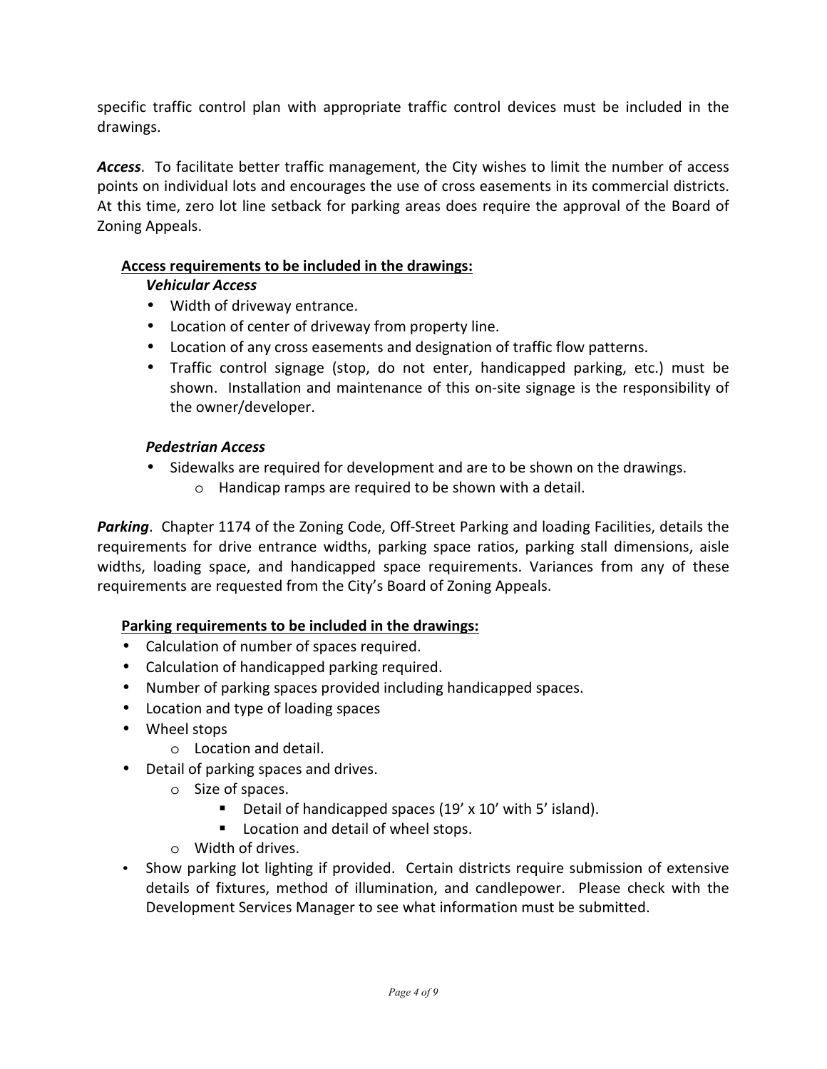specific traffic control plan with appropriate traffic control devices must be included in the drawings.

***Access***. To facilitate better traffic management, the City wishes to limit the number of access points on individual lots and encourages the use of cross easements in its commercial districts. At this time, zero lot line setback for parking areas does require the approval of the Board of Zoning Appeals.

**Access requirements to be included in the drawings:**

***Vehicular Access***

- Width of driveway entrance.
- Location of center of driveway from property line.
- Location of any cross easements and designation of traffic flow patterns.
- Traffic control signage (stop, do not enter, handicapped parking, etc.) must be shown. Installation and maintenance of this on-site signage is the responsibility of the owner/developer.

***Pedestrian Access***

- Sidewalks are required for development and are to be shown on the drawings.
  - Handicap ramps are required to be shown with a detail.

***Parking***. Chapter 1174 of the Zoning Code, Off-Street Parking and loading Facilities, details the requirements for drive entrance widths, parking space ratios, parking stall dimensions, aisle widths, loading space, and handicapped space requirements. Variances from any of these requirements are requested from the City's Board of Zoning Appeals.

**Parking requirements to be included in the drawings:**

- Calculation of number of spaces required.
- Calculation of handicapped parking required.
- Number of parking spaces provided including handicapped spaces.
- Location and type of loading spaces
- Wheel stops
  - Location and detail.
- Detail of parking spaces and drives.
  - Size of spaces.
    - Detail of handicapped spaces (19' x 10' with 5' island).
    - Location and detail of wheel stops.
  - Width of drives.
- Show parking lot lighting if provided. Certain districts require submission of extensive details of fixtures, method of illumination, and candlepower. Please check with the Development Services Manager to see what information must be submitted.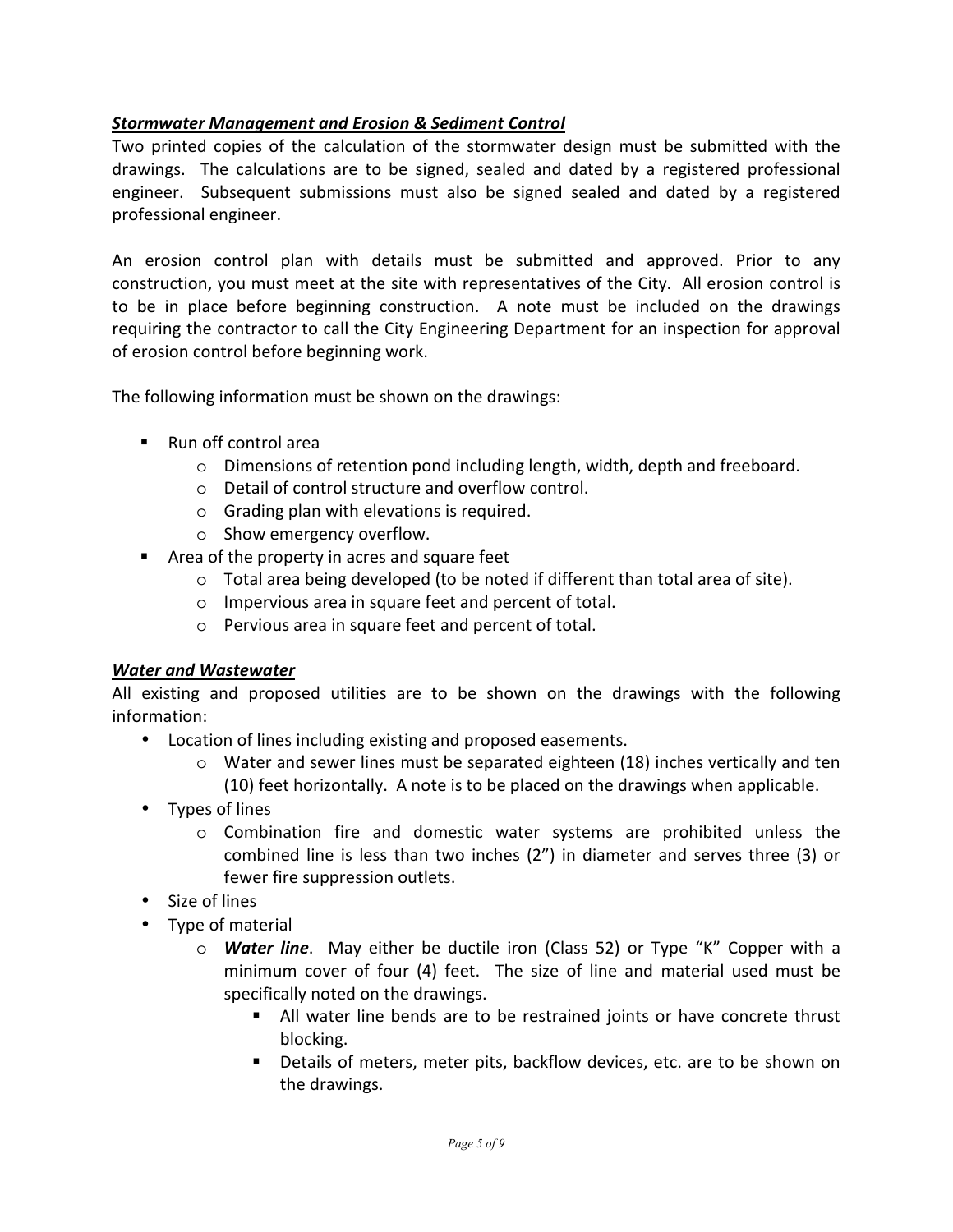***Stormwater Management and Erosion & Sediment Control***

Two printed copies of the calculation of the stormwater design must be submitted with the drawings. The calculations are to be signed, sealed and dated by a registered professional engineer. Subsequent submissions must also be signed sealed and dated by a registered professional engineer.

An erosion control plan with details must be submitted and approved. Prior to any construction, you must meet at the site with representatives of the City. All erosion control is to be in place before beginning construction. A note must be included on the drawings requiring the contractor to call the City Engineering Department for an inspection for approval of erosion control before beginning work.

The following information must be shown on the drawings:

- Run off control area
  - Dimensions of retention pond including length, width, depth and freeboard.
  - Detail of control structure and overflow control.
  - Grading plan with elevations is required.
  - Show emergency overflow.
- Area of the property in acres and square feet
  - Total area being developed (to be noted if different than total area of site).
  - Impervious area in square feet and percent of total.
  - Pervious area in square feet and percent of total.

***Water and Wastewater***

All existing and proposed utilities are to be shown on the drawings with the following information:

- Location of lines including existing and proposed easements.
  - Water and sewer lines must be separated eighteen (18) inches vertically and ten (10) feet horizontally. A note is to be placed on the drawings when applicable.
- Types of lines
  - Combination fire and domestic water systems are prohibited unless the combined line is less than two inches (2") in diameter and serves three (3) or fewer fire suppression outlets.
- Size of lines
- Type of material
  - ***Water line***. May either be ductile iron (Class 52) or Type "K" Copper with a minimum cover of four (4) feet. The size of line and material used must be specifically noted on the drawings.
    - All water line bends are to be restrained joints or have concrete thrust blocking.
    - Details of meters, meter pits, backflow devices, etc. are to be shown on the drawings.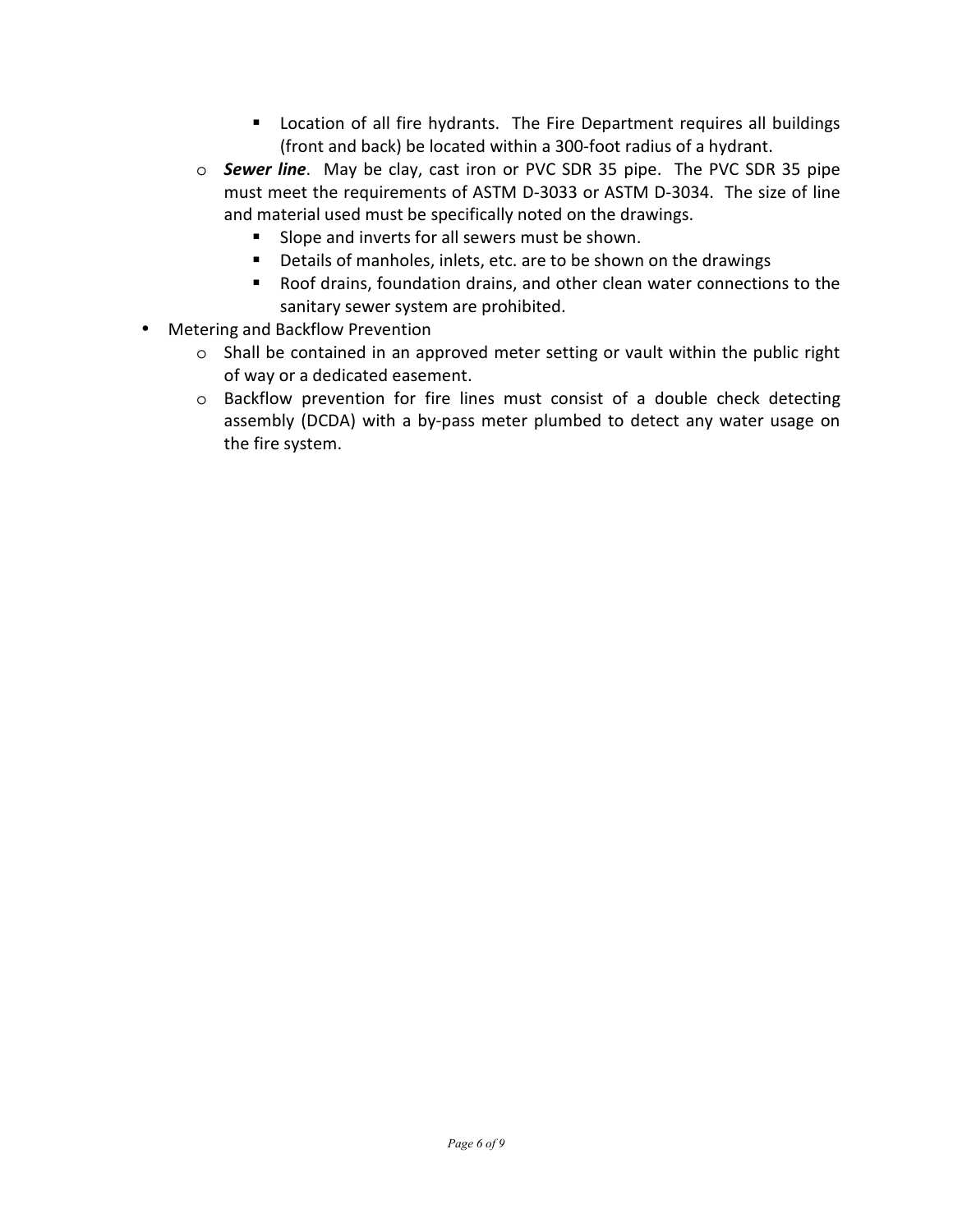- Location of all fire hydrants. The Fire Department requires all buildings (front and back) be located within a 300-foot radius of a hydrant.
  - ***Sewer line***. May be clay, cast iron or PVC SDR 35 pipe. The PVC SDR 35 pipe must meet the requirements of ASTM D-3033 or ASTM D-3034. The size of line and material used must be specifically noted on the drawings.
      - Slope and inverts for all sewers must be shown.
      - Details of manholes, inlets, etc. are to be shown on the drawings
      - Roof drains, foundation drains, and other clean water connections to the sanitary sewer system are prohibited.
- Metering and Backflow Prevention
  - Shall be contained in an approved meter setting or vault within the public right of way or a dedicated easement.
  - Backflow prevention for fire lines must consist of a double check detecting assembly (DCDA) with a by-pass meter plumbed to detect any water usage on the fire system.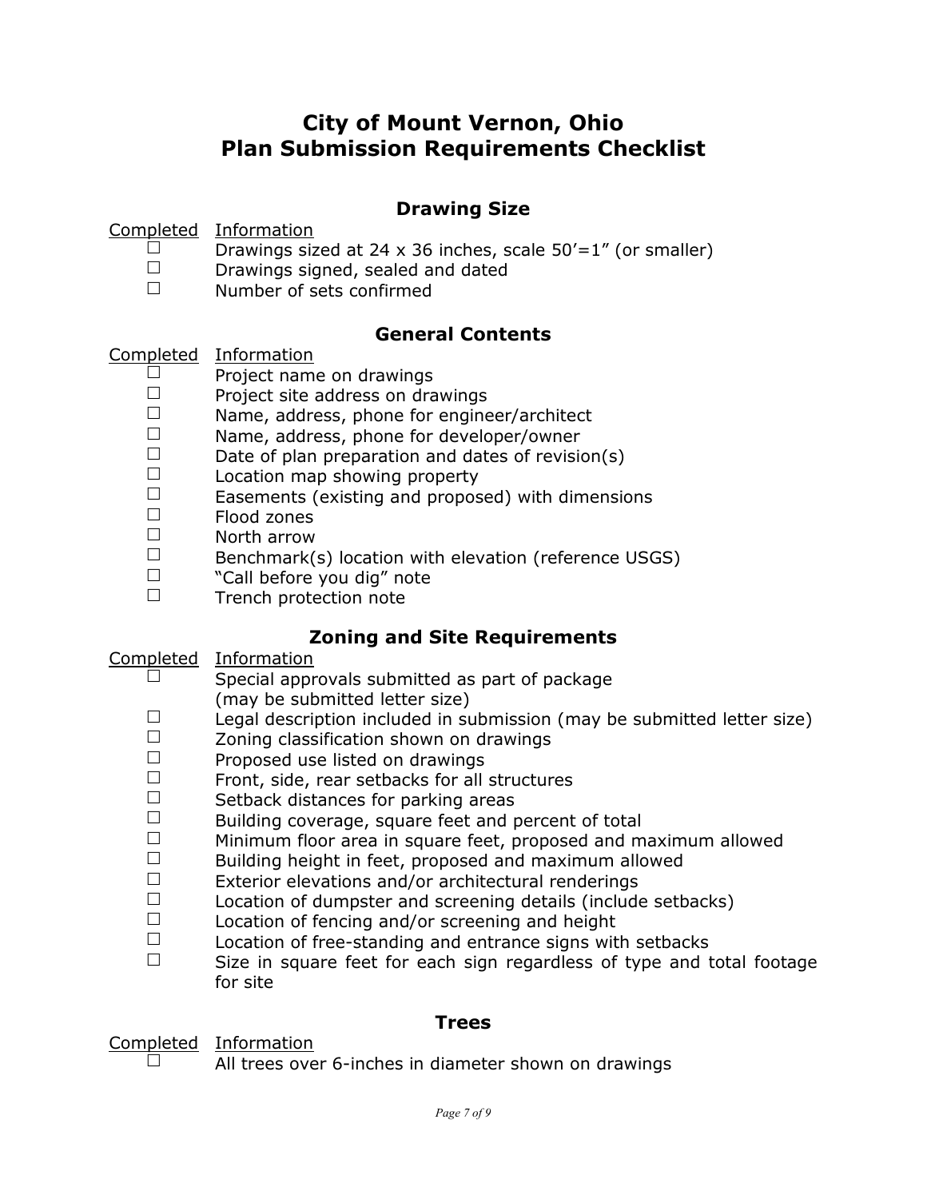# City of Mount Vernon, Ohio
# Plan Submission Requirements Checklist

## Drawing Size

| Completed | Information |
| --- | --- |
| ☐ | Drawings sized at 24 x 36 inches, scale 50'=1" (or smaller) |
| ☐ | Drawings signed, sealed and dated |
| ☐ | Number of sets confirmed |

## General Contents

| Completed | Information |
| --- | --- |
| ☐ | Project name on drawings |
| ☐ | Project site address on drawings |
| ☐ | Name, address, phone for engineer/architect |
| ☐ | Name, address, phone for developer/owner |
| ☐ | Date of plan preparation and dates of revision(s) |
| ☐ | Location map showing property |
| ☐ | Easements (existing and proposed) with dimensions |
| ☐ | Flood zones |
| ☐ | North arrow |
| ☐ | Benchmark(s) location with elevation (reference USGS) |
| ☐ | "Call before you dig" note |
| ☐ | Trench protection note |

## Zoning and Site Requirements

| Completed | Information |
| --- | --- |
| ☐ | Special approvals submitted as part of package (may be submitted letter size) |
| ☐ | Legal description included in submission (may be submitted letter size) |
| ☐ | Zoning classification shown on drawings |
| ☐ | Proposed use listed on drawings |
| ☐ | Front, side, rear setbacks for all structures |
| ☐ | Setback distances for parking areas |
| ☐ | Building coverage, square feet and percent of total |
| ☐ | Minimum floor area in square feet, proposed and maximum allowed |
| ☐ | Building height in feet, proposed and maximum allowed |
| ☐ | Exterior elevations and/or architectural renderings |
| ☐ | Location of dumpster and screening details (include setbacks) |
| ☐ | Location of fencing and/or screening and height |
| ☐ | Location of free-standing and entrance signs with setbacks |
| ☐ | Size in square feet for each sign regardless of type and total footage for site |

## Trees

| Completed | Information |
| --- | --- |
| ☐ | All trees over 6-inches in diameter shown on drawings |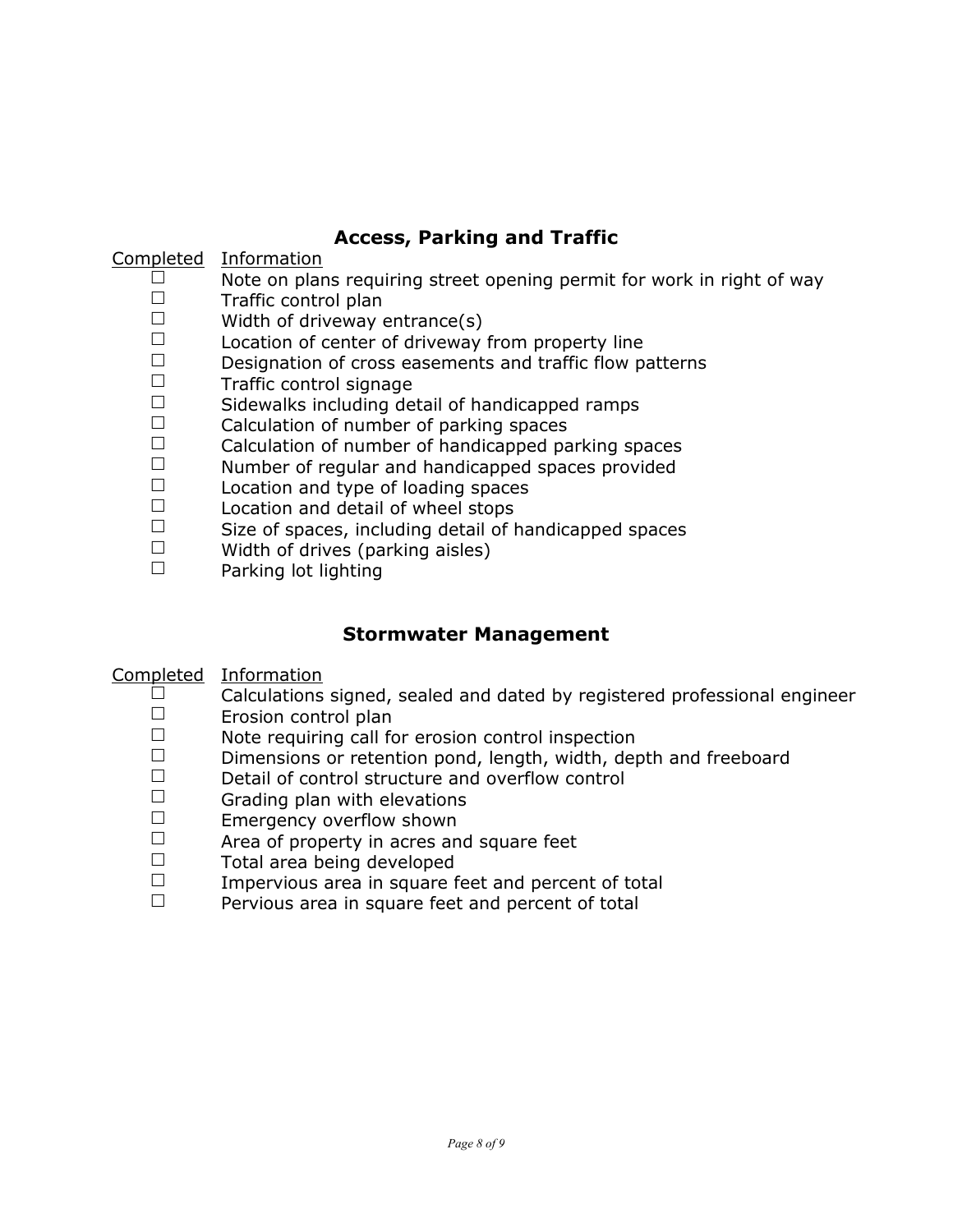## Access, Parking and Traffic

| Completed | Information |
| --- | --- |
| ☐ | Note on plans requiring street opening permit for work in right of way |
| ☐ | Traffic control plan |
| ☐ | Width of driveway entrance(s) |
| ☐ | Location of center of driveway from property line |
| ☐ | Designation of cross easements and traffic flow patterns |
| ☐ | Traffic control signage |
| ☐ | Sidewalks including detail of handicapped ramps |
| ☐ | Calculation of number of parking spaces |
| ☐ | Calculation of number of handicapped parking spaces |
| ☐ | Number of regular and handicapped spaces provided |
| ☐ | Location and type of loading spaces |
| ☐ | Location and detail of wheel stops |
| ☐ | Size of spaces, including detail of handicapped spaces |
| ☐ | Width of drives (parking aisles) |
| ☐ | Parking lot lighting |

## Stormwater Management

| Completed | Information |
| --- | --- |
| ☐ | Calculations signed, sealed and dated by registered professional engineer |
| ☐ | Erosion control plan |
| ☐ | Note requiring call for erosion control inspection |
| ☐ | Dimensions or retention pond, length, width, depth and freeboard |
| ☐ | Detail of control structure and overflow control |
| ☐ | Grading plan with elevations |
| ☐ | Emergency overflow shown |
| ☐ | Area of property in acres and square feet |
| ☐ | Total area being developed |
| ☐ | Impervious area in square feet and percent of total |
| ☐ | Pervious area in square feet and percent of total |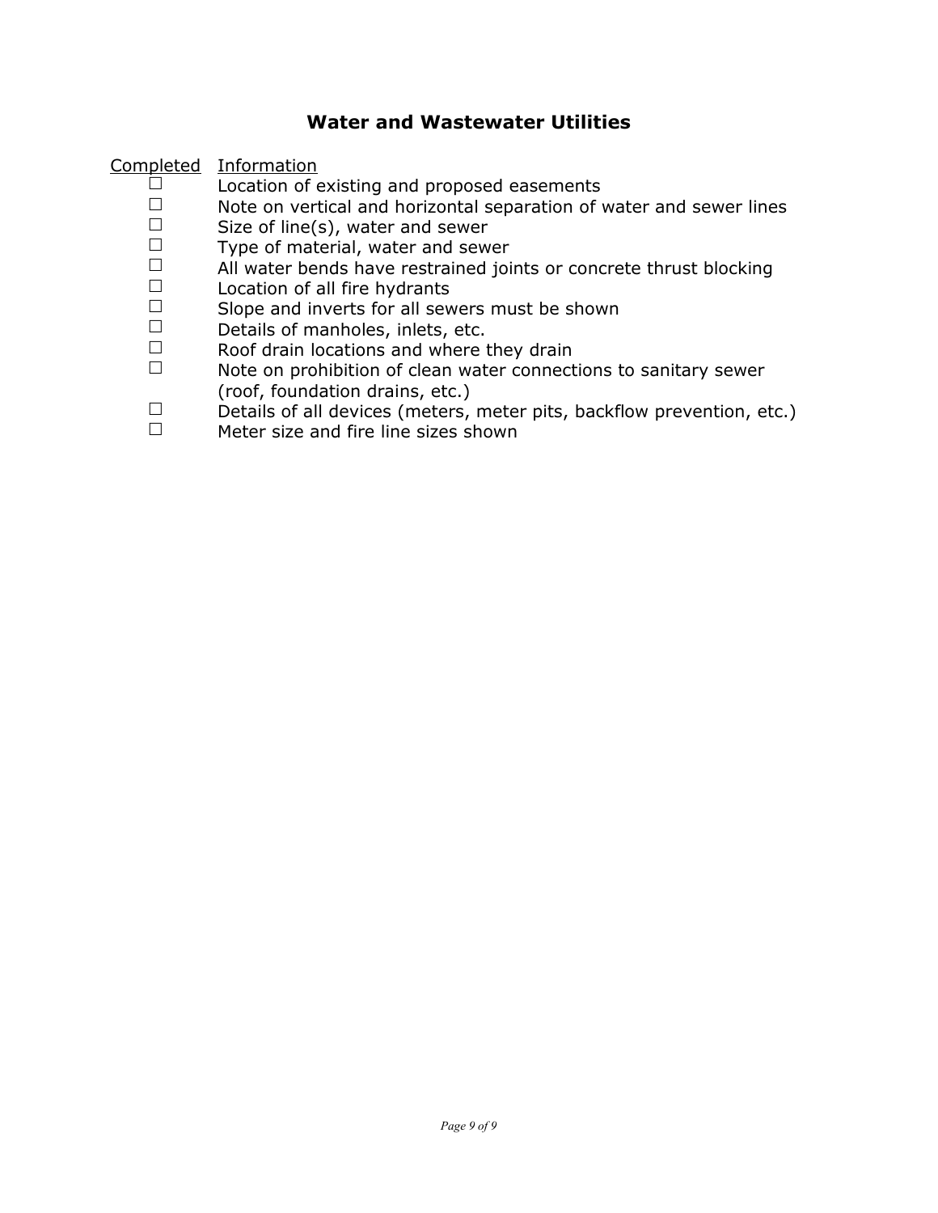## Water and Wastewater Utilities

| Completed | Information |
| --- | --- |
| ☐ | Location of existing and proposed easements |
| ☐ | Note on vertical and horizontal separation of water and sewer lines |
| ☐ | Size of line(s), water and sewer |
| ☐ | Type of material, water and sewer |
| ☐ | All water bends have restrained joints or concrete thrust blocking |
| ☐ | Location of all fire hydrants |
| ☐ | Slope and inverts for all sewers must be shown |
| ☐ | Details of manholes, inlets, etc. |
| ☐ | Roof drain locations and where they drain |
| ☐ | Note on prohibition of clean water connections to sanitary sewer (roof, foundation drains, etc.) |
| ☐ | Details of all devices (meters, meter pits, backflow prevention, etc.) |
| ☐ | Meter size and fire line sizes shown |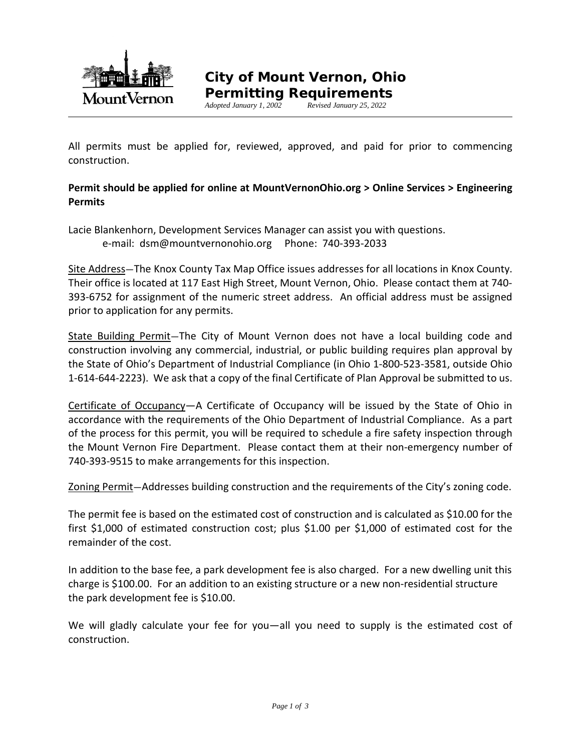# City of Mount Vernon, Ohio Permitting Requirements

*Adopted January 1, 2002* *Revised January 25, 2022*

All permits must be applied for, reviewed, approved, and paid for prior to commencing construction.

**Permit should be applied for online at MountVernonOhio.org > Online Services > Engineering Permits**

Lacie Blankenhorn, Development Services Manager can assist you with questions.
e-mail: dsm@mountvernonohio.org Phone: 740-393-2033

<u>Site Address</u>—The Knox County Tax Map Office issues addresses for all locations in Knox County. Their office is located at 117 East High Street, Mount Vernon, Ohio. Please contact them at 740-393-6752 for assignment of the numeric street address. An official address must be assigned prior to application for any permits.

<u>State Building Permit</u>—The City of Mount Vernon does not have a local building code and construction involving any commercial, industrial, or public building requires plan approval by the State of Ohio's Department of Industrial Compliance (in Ohio 1-800-523-3581, outside Ohio 1-614-644-2223). We ask that a copy of the final Certificate of Plan Approval be submitted to us.

<u>Certificate of Occupancy</u>—A Certificate of Occupancy will be issued by the State of Ohio in accordance with the requirements of the Ohio Department of Industrial Compliance. As a part of the process for this permit, you will be required to schedule a fire safety inspection through the Mount Vernon Fire Department. Please contact them at their non-emergency number of 740-393-9515 to make arrangements for this inspection.

<u>Zoning Permit</u>—Addresses building construction and the requirements of the City's zoning code.

The permit fee is based on the estimated cost of construction and is calculated as $10.00 for the first $1,000 of estimated construction cost; plus $1.00 per $1,000 of estimated cost for the remainder of the cost.

In addition to the base fee, a park development fee is also charged. For a new dwelling unit this charge is $100.00. For an addition to an existing structure or a new non-residential structure the park development fee is $10.00.

We will gladly calculate your fee for you—all you need to supply is the estimated cost of construction.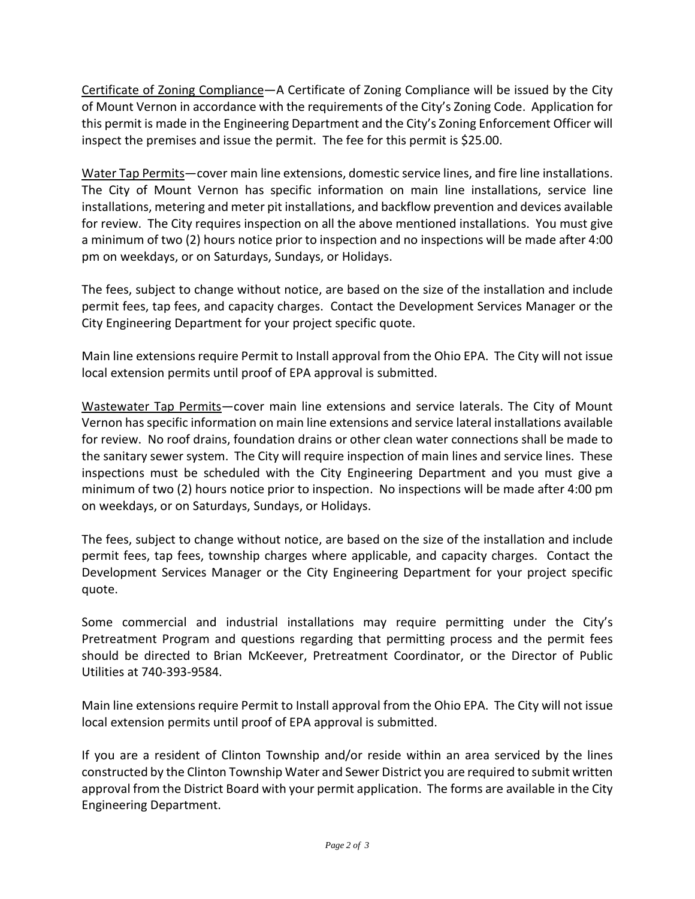<u>Certificate of Zoning Compliance</u>—A Certificate of Zoning Compliance will be issued by the City of Mount Vernon in accordance with the requirements of the City's Zoning Code. Application for this permit is made in the Engineering Department and the City's Zoning Enforcement Officer will inspect the premises and issue the permit. The fee for this permit is $25.00.

<u>Water Tap Permits</u>—cover main line extensions, domestic service lines, and fire line installations. The City of Mount Vernon has specific information on main line installations, service line installations, metering and meter pit installations, and backflow prevention and devices available for review. The City requires inspection on all the above mentioned installations. You must give a minimum of two (2) hours notice prior to inspection and no inspections will be made after 4:00 pm on weekdays, or on Saturdays, Sundays, or Holidays.

The fees, subject to change without notice, are based on the size of the installation and include permit fees, tap fees, and capacity charges. Contact the Development Services Manager or the City Engineering Department for your project specific quote.

Main line extensions require Permit to Install approval from the Ohio EPA. The City will not issue local extension permits until proof of EPA approval is submitted.

<u>Wastewater Tap Permits</u>—cover main line extensions and service laterals. The City of Mount Vernon has specific information on main line extensions and service lateral installations available for review. No roof drains, foundation drains or other clean water connections shall be made to the sanitary sewer system. The City will require inspection of main lines and service lines. These inspections must be scheduled with the City Engineering Department and you must give a minimum of two (2) hours notice prior to inspection. No inspections will be made after 4:00 pm on weekdays, or on Saturdays, Sundays, or Holidays.

The fees, subject to change without notice, are based on the size of the installation and include permit fees, tap fees, township charges where applicable, and capacity charges. Contact the Development Services Manager or the City Engineering Department for your project specific quote.

Some commercial and industrial installations may require permitting under the City's Pretreatment Program and questions regarding that permitting process and the permit fees should be directed to Brian McKeever, Pretreatment Coordinator, or the Director of Public Utilities at 740-393-9584.

Main line extensions require Permit to Install approval from the Ohio EPA. The City will not issue local extension permits until proof of EPA approval is submitted.

If you are a resident of Clinton Township and/or reside within an area serviced by the lines constructed by the Clinton Township Water and Sewer District you are required to submit written approval from the District Board with your permit application. The forms are available in the City Engineering Department.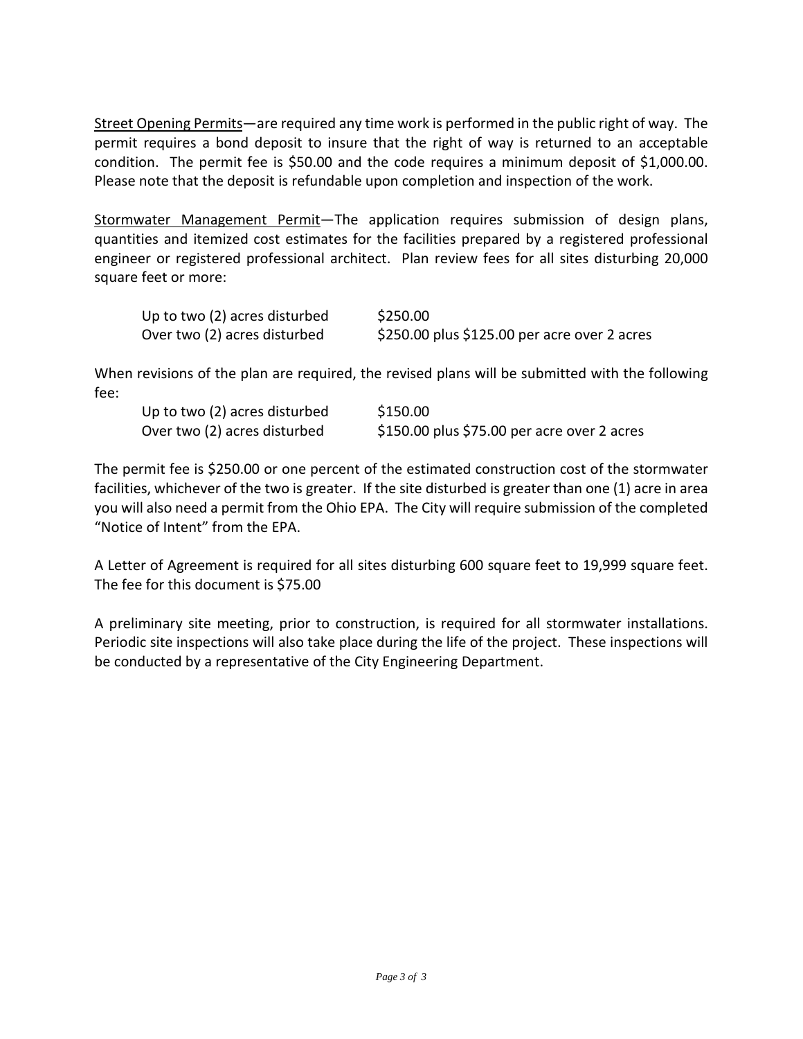<u>Street Opening Permits</u>—are required any time work is performed in the public right of way. The permit requires a bond deposit to insure that the right of way is returned to an acceptable condition. The permit fee is $50.00 and the code requires a minimum deposit of $1,000.00. Please note that the deposit is refundable upon completion and inspection of the work.

<u>Stormwater Management Permit</u>—The application requires submission of design plans, quantities and itemized cost estimates for the facilities prepared by a registered professional engineer or registered professional architect. Plan review fees for all sites disturbing 20,000 square feet or more:

| | |
|---|---|
| Up to two (2) acres disturbed | $250.00 |
| Over two (2) acres disturbed | $250.00 plus $125.00 per acre over 2 acres |

When revisions of the plan are required, the revised plans will be submitted with the following fee:

| | |
|---|---|
| Up to two (2) acres disturbed | $150.00 |
| Over two (2) acres disturbed | $150.00 plus $75.00 per acre over 2 acres |

The permit fee is $250.00 or one percent of the estimated construction cost of the stormwater facilities, whichever of the two is greater. If the site disturbed is greater than one (1) acre in area you will also need a permit from the Ohio EPA. The City will require submission of the completed "Notice of Intent" from the EPA.

A Letter of Agreement is required for all sites disturbing 600 square feet to 19,999 square feet. The fee for this document is $75.00

A preliminary site meeting, prior to construction, is required for all stormwater installations. Periodic site inspections will also take place during the life of the project. These inspections will be conducted by a representative of the City Engineering Department.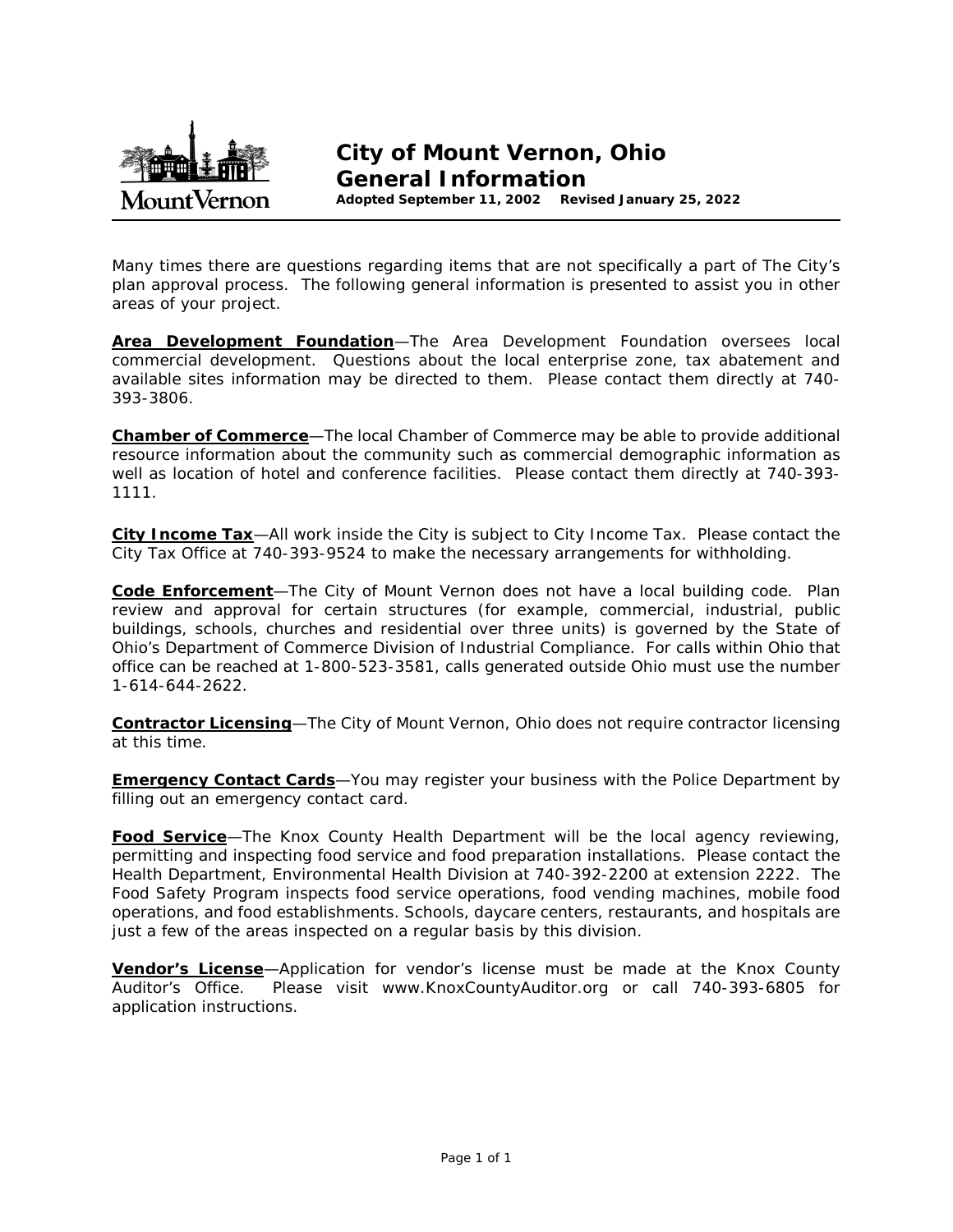# City of Mount Vernon, Ohio
# General Information

**Adopted September 11, 2002    Revised January 25, 2022**

Many times there are questions regarding items that are not specifically a part of The City's plan approval process. The following general information is presented to assist you in other areas of your project.

**Area Development Foundation**—The Area Development Foundation oversees local commercial development. Questions about the local enterprise zone, tax abatement and available sites information may be directed to them. Please contact them directly at 740-393-3806.

**Chamber of Commerce**—The local Chamber of Commerce may be able to provide additional resource information about the community such as commercial demographic information as well as location of hotel and conference facilities. Please contact them directly at 740-393-1111.

**City Income Tax**—All work inside the City is subject to City Income Tax. Please contact the City Tax Office at 740-393-9524 to make the necessary arrangements for withholding.

**Code Enforcement**—The City of Mount Vernon does not have a local building code. Plan review and approval for certain structures (for example, commercial, industrial, public buildings, schools, churches and residential over three units) is governed by the State of Ohio's Department of Commerce Division of Industrial Compliance. For calls within Ohio that office can be reached at 1-800-523-3581, calls generated outside Ohio must use the number 1-614-644-2622.

**Contractor Licensing**—The City of Mount Vernon, Ohio does not require contractor licensing at this time.

**Emergency Contact Cards**—You may register your business with the Police Department by filling out an emergency contact card.

**Food Service**—The Knox County Health Department will be the local agency reviewing, permitting and inspecting food service and food preparation installations. Please contact the Health Department, Environmental Health Division at 740-392-2200 at extension 2222. The Food Safety Program inspects food service operations, food vending machines, mobile food operations, and food establishments. Schools, daycare centers, restaurants, and hospitals are just a few of the areas inspected on a regular basis by this division.

**Vendor's License**—Application for vendor's license must be made at the Knox County Auditor's Office. Please visit www.KnoxCountyAuditor.org or call 740-393-6805 for application instructions.